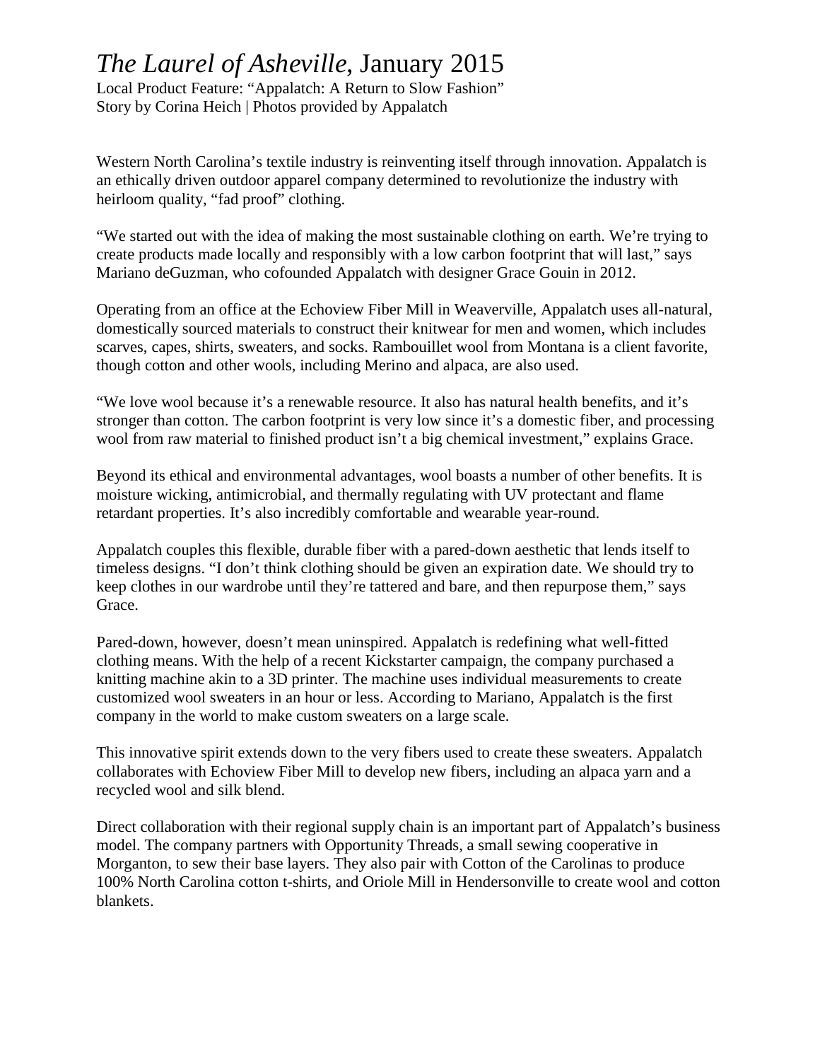# *The Laurel of Asheville*, January 2015

Local Product Feature: "Appalatch: A Return to Slow Fashion"
Story by Corina Heich | Photos provided by Appalatch

Western North Carolina's textile industry is reinventing itself through innovation. Appalatch is an ethically driven outdoor apparel company determined to revolutionize the industry with heirloom quality, "fad proof" clothing.

"We started out with the idea of making the most sustainable clothing on earth. We're trying to create products made locally and responsibly with a low carbon footprint that will last," says Mariano deGuzman, who cofounded Appalatch with designer Grace Gouin in 2012.

Operating from an office at the Echoview Fiber Mill in Weaverville, Appalatch uses all-natural, domestically sourced materials to construct their knitwear for men and women, which includes scarves, capes, shirts, sweaters, and socks. Rambouillet wool from Montana is a client favorite, though cotton and other wools, including Merino and alpaca, are also used.

"We love wool because it's a renewable resource. It also has natural health benefits, and it's stronger than cotton. The carbon footprint is very low since it's a domestic fiber, and processing wool from raw material to finished product isn't a big chemical investment," explains Grace.

Beyond its ethical and environmental advantages, wool boasts a number of other benefits. It is moisture wicking, antimicrobial, and thermally regulating with UV protectant and flame retardant properties. It's also incredibly comfortable and wearable year-round.

Appalatch couples this flexible, durable fiber with a pared-down aesthetic that lends itself to timeless designs. "I don't think clothing should be given an expiration date. We should try to keep clothes in our wardrobe until they're tattered and bare, and then repurpose them," says Grace.

Pared-down, however, doesn't mean uninspired. Appalatch is redefining what well-fitted clothing means. With the help of a recent Kickstarter campaign, the company purchased a knitting machine akin to a 3D printer. The machine uses individual measurements to create customized wool sweaters in an hour or less. According to Mariano, Appalatch is the first company in the world to make custom sweaters on a large scale.

This innovative spirit extends down to the very fibers used to create these sweaters. Appalatch collaborates with Echoview Fiber Mill to develop new fibers, including an alpaca yarn and a recycled wool and silk blend.

Direct collaboration with their regional supply chain is an important part of Appalatch's business model. The company partners with Opportunity Threads, a small sewing cooperative in Morganton, to sew their base layers. They also pair with Cotton of the Carolinas to produce 100% North Carolina cotton t-shirts, and Oriole Mill in Hendersonville to create wool and cotton blankets.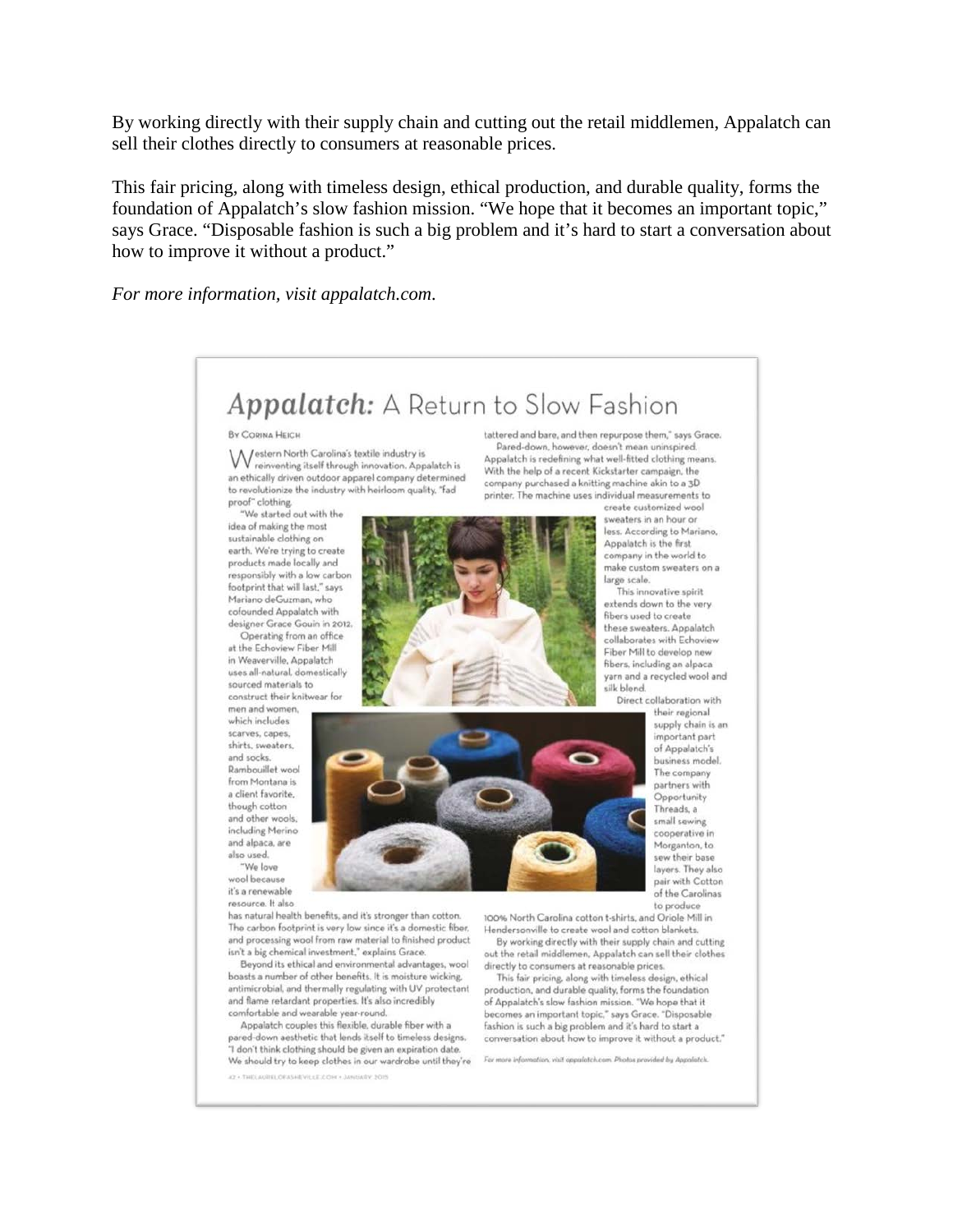By working directly with their supply chain and cutting out the retail middlemen, Appalatch can sell their clothes directly to consumers at reasonable prices.

This fair pricing, along with timeless design, ethical production, and durable quality, forms the foundation of Appalatch's slow fashion mission. "We hope that it becomes an important topic," says Grace. "Disposable fashion is such a big problem and it's hard to start a conversation about how to improve it without a product."

*For more information, visit appalatch.com.*

# *Appalatch:* A Return to Slow Fashion

BY CORINA HEICH

Western North Carolina's textile industry is reinventing itself through innovation. Appalatch is an ethically driven outdoor apparel company determined to revolutionize the industry with heirloom quality, "fad proof" clothing.

"We started out with the idea of making the most sustainable clothing on earth. We're trying to create products made locally and responsibly with a low carbon footprint that will last," says Mariano deGuzman, who cofounded Appalatch with designer Grace Gouin in 2012.

Operating from an office at the Echoview Fiber Mill in Weaverville, Appalatch uses all-natural, domestically sourced materials to construct their knitwear for men and women, which includes scarves, capes, shirts, sweaters, and socks. Rambouillet wool from Montana is a client favorite, though cotton and other wools, including Merino and alpaca, are also used.

"We love wool because it's a renewable resource. It also has natural health benefits, and it's stronger than cotton. The carbon footprint is very low since it's a domestic fiber, and processing wool from raw material to finished product isn't a big chemical investment," explains Grace.

Beyond its ethical and environmental advantages, wool boasts a number of other benefits. It is moisture wicking, antimicrobial, and thermally regulating with UV protectant and flame retardant properties. It's also incredibly comfortable and wearable year-round.

Appalatch couples this flexible, durable fiber with a pared-down aesthetic that lends itself to timeless designs. "I don't think clothing should be given an expiration date. We should try to keep clothes in our wardrobe until they're tattered and bare, and then repurpose them," says Grace.

Pared-down, however, doesn't mean uninspired. Appalatch is redefining what well-fitted clothing means. With the help of a recent Kickstarter campaign, the company purchased a knitting machine akin to a 3D printer. The machine uses individual measurements to create customized wool sweaters in an hour or less. According to Mariano, Appalatch is the first company in the world to make custom sweaters on a large scale.

This innovative spirit extends down to the very fibers used to create these sweaters. Appalatch collaborates with Echoview Fiber Mill to develop new fibers, including an alpaca yarn and a recycled wool and silk blend.

Direct collaboration with their regional supply chain is an important part of Appalatch's business model. The company partners with Opportunity Threads, a small sewing cooperative in Morganton, to sew their base layers. They also pair with Cotton of the Carolinas to produce 100% North Carolina cotton t-shirts, and Oriole Mill in Hendersonville to create wool and cotton blankets.

By working directly with their supply chain and cutting out the retail middlemen, Appalatch can sell their clothes directly to consumers at reasonable prices.

This fair pricing, along with timeless design, ethical production, and durable quality, forms the foundation of Appalatch's slow fashion mission. "We hope that it becomes an important topic," says Grace. "Disposable fashion is such a big problem and it's hard to start a conversation about how to improve it without a product."

*For more information, visit appalatch.com. Photos provided by Appalatch.*